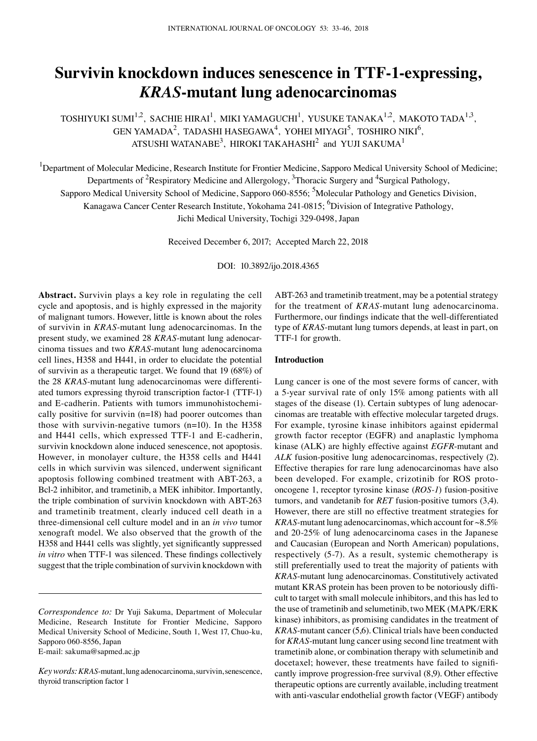# Survivin knockdown induces senescence in TTF-1-expressing, *KRAS*-mutant lung adenocarcinomas

TOSHIYUKI SUMI[1,2], SACHIE HIRAI[1], MIKI YAMAGUCHI[1], YUSUKE TANAKA[1,2], MAKOTO TADA[1,3], GEN YAMADA[2], TADASHI HASEGAWA[4], YOHEI MIYAGI[5], TOSHIRO NIKI[6], ATSUSHI WATANABE[3], HIROKI TAKAHASHI[2] and YUJI SAKUMA[1]

[1]Department of Molecular Medicine, Research Institute for Frontier Medicine, Sapporo Medical University School of Medicine; Departments of [2]Respiratory Medicine and Allergology, [3]Thoracic Surgery and [4]Surgical Pathology, Sapporo Medical University School of Medicine, Sapporo 060-8556; [5]Molecular Pathology and Genetics Division, Kanagawa Cancer Center Research Institute, Yokohama 241-0815; [6]Division of Integrative Pathology, Jichi Medical University, Tochigi 329-0498, Japan

Received December 6, 2017; Accepted March 22, 2018

DOI: 10.3892/ijo.2018.4365

**Abstract.** Survivin plays a key role in regulating the cell cycle and apoptosis, and is highly expressed in the majority of malignant tumors. However, little is known about the roles of survivin in *KRAS*-mutant lung adenocarcinomas. In the present study, we examined 28 *KRAS*-mutant lung adenocarcinoma tissues and two *KRAS*-mutant lung adenocarcinoma cell lines, H358 and H441, in order to elucidate the potential of survivin as a therapeutic target. We found that 19 (68%) of the 28 *KRAS*-mutant lung adenocarcinomas were differentiated tumors expressing thyroid transcription factor-1 (TTF-1) and E-cadherin. Patients with tumors immunohistochemically positive for survivin (n=18) had poorer outcomes than those with survivin-negative tumors (n=10). In the H358 and H441 cells, which expressed TTF-1 and E-cadherin, survivin knockdown alone induced senescence, not apoptosis. However, in monolayer culture, the H358 cells and H441 cells in which survivin was silenced, underwent significant apoptosis following combined treatment with ABT-263, a Bcl-2 inhibitor, and trametinib, a MEK inhibitor. Importantly, the triple combination of survivin knockdown with ABT-263 and trametinib treatment, clearly induced cell death in a three-dimensional cell culture model and in an *in vivo* tumor xenograft model. We also observed that the growth of the H358 and H441 cells was slightly, yet significantly suppressed *in vitro* when TTF-1 was silenced. These findings collectively suggest that the triple combination of survivin knockdown with ABT-263 and trametinib treatment, may be a potential strategy for the treatment of *KRAS*-mutant lung adenocarcinoma. Furthermore, our findings indicate that the well-differentiated type of *KRAS*-mutant lung tumors depends, at least in part, on TTF-1 for growth.

*Correspondence to:* Dr Yuji Sakuma, Department of Molecular Medicine, Research Institute for Frontier Medicine, Sapporo Medical University School of Medicine, South 1, West 17, Chuo-ku, Sapporo 060-8556, Japan
E-mail: sakuma@sapmed.ac.jp

*Key words:* *KRAS*-mutant, lung adenocarcinoma, survivin, senescence, thyroid transcription factor 1

## Introduction

Lung cancer is one of the most severe forms of cancer, with a 5-year survival rate of only 15% among patients with all stages of the disease (1). Certain subtypes of lung adenocarcinomas are treatable with effective molecular targeted drugs. For example, tyrosine kinase inhibitors against epidermal growth factor receptor (EGFR) and anaplastic lymphoma kinase (ALK) are highly effective against *EGFR*-mutant and *ALK* fusion-positive lung adenocarcinomas, respectively (2). Effective therapies for rare lung adenocarcinomas have also been developed. For example, crizotinib for ROS proto-oncogene 1, receptor tyrosine kinase (*ROS-1*) fusion-positive tumors, and vandetanib for *RET* fusion-positive tumors (3,4). However, there are still no effective treatment strategies for *KRAS*-mutant lung adenocarcinomas, which account for ~8.5% and 20-25% of lung adenocarcinoma cases in the Japanese and Caucasian (European and North American) populations, respectively (5-7). As a result, systemic chemotherapy is still preferentially used to treat the majority of patients with *KRAS*-mutant lung adenocarcinomas. Constitutively activated mutant KRAS protein has been proven to be notoriously difficult to target with small molecule inhibitors, and this has led to the use of trametinib and selumetinib, two MEK (MAPK/ERK kinase) inhibitors, as promising candidates in the treatment of *KRAS*-mutant cancer (5,6). Clinical trials have been conducted for *KRAS*-mutant lung cancer using second line treatment with trametinib alone, or combination therapy with selumetinib and docetaxel; however, these treatments have failed to significantly improve progression-free survival (8,9). Other effective therapeutic options are currently available, including treatment with anti-vascular endothelial growth factor (VEGF) antibody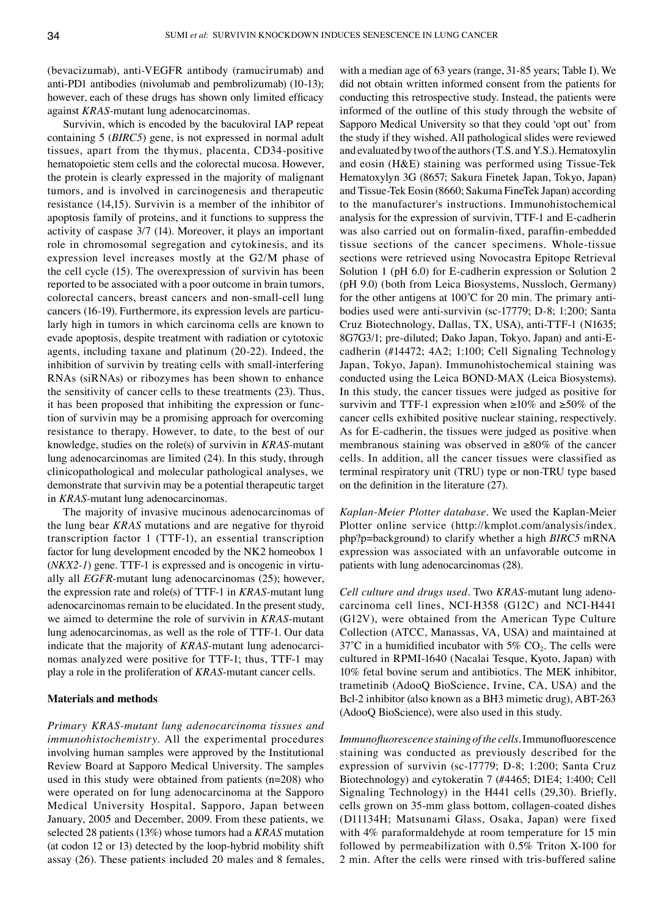(bevacizumab), anti-VEGFR antibody (ramucirumab) and anti-PD1 antibodies (nivolumab and pembrolizumab) (10-13); however, each of these drugs has shown only limited efficacy against *KRAS*-mutant lung adenocarcinomas.

Survivin, which is encoded by the baculoviral IAP repeat containing 5 (*BIRC5*) gene, is not expressed in normal adult tissues, apart from the thymus, placenta, CD34-positive hematopoietic stem cells and the colorectal mucosa. However, the protein is clearly expressed in the majority of malignant tumors, and is involved in carcinogenesis and therapeutic resistance (14,15). Survivin is a member of the inhibitor of apoptosis family of proteins, and it functions to suppress the activity of caspase 3/7 (14). Moreover, it plays an important role in chromosomal segregation and cytokinesis, and its expression level increases mostly at the G2/M phase of the cell cycle (15). The overexpression of survivin has been reported to be associated with a poor outcome in brain tumors, colorectal cancers, breast cancers and non-small-cell lung cancers (16-19). Furthermore, its expression levels are particularly high in tumors in which carcinoma cells are known to evade apoptosis, despite treatment with radiation or cytotoxic agents, including taxane and platinum (20-22). Indeed, the inhibition of survivin by treating cells with small-interfering RNAs (siRNAs) or ribozymes has been shown to enhance the sensitivity of cancer cells to these treatments (23). Thus, it has been proposed that inhibiting the expression or function of survivin may be a promising approach for overcoming resistance to therapy. However, to date, to the best of our knowledge, studies on the role(s) of survivin in *KRAS*-mutant lung adenocarcinomas are limited (24). In this study, through clinicopathological and molecular pathological analyses, we demonstrate that survivin may be a potential therapeutic target in *KRAS*-mutant lung adenocarcinomas.

The majority of invasive mucinous adenocarcinomas of the lung bear *KRAS* mutations and are negative for thyroid transcription factor 1 (TTF-1), an essential transcription factor for lung development encoded by the NK2 homeobox 1 (*NKX2-1*) gene. TTF-1 is expressed and is oncogenic in virtually all *EGFR*-mutant lung adenocarcinomas (25); however, the expression rate and role(s) of TTF-1 in *KRAS*-mutant lung adenocarcinomas remain to be elucidated. In the present study, we aimed to determine the role of survivin in *KRAS*-mutant lung adenocarcinomas, as well as the role of TTF-1. Our data indicate that the majority of *KRAS*-mutant lung adenocarcinomas analyzed were positive for TTF-1; thus, TTF-1 may play a role in the proliferation of *KRAS*-mutant cancer cells.

## Materials and methods

*Primary KRAS-mutant lung adenocarcinoma tissues and immunohistochemistry*. All the experimental procedures involving human samples were approved by the Institutional Review Board at Sapporo Medical University. The samples used in this study were obtained from patients (n=208) who were operated on for lung adenocarcinoma at the Sapporo Medical University Hospital, Sapporo, Japan between January, 2005 and December, 2009. From these patients, we selected 28 patients (13%) whose tumors had a *KRAS* mutation (at codon 12 or 13) detected by the loop-hybrid mobility shift assay (26). These patients included 20 males and 8 females, with a median age of 63 years (range, 31-85 years; Table I). We did not obtain written informed consent from the patients for conducting this retrospective study. Instead, the patients were informed of the outline of this study through the website of Sapporo Medical University so that they could 'opt out' from the study if they wished. All pathological slides were reviewed and evaluated by two of the authors (T.S. and Y.S.). Hematoxylin and eosin (H&E) staining was performed using Tissue-Tek Hematoxylyn 3G (8657; Sakura Finetek Japan, Tokyo, Japan) and Tissue-Tek Eosin (8660; Sakuma FineTek Japan) according to the manufacturer's instructions. Immunohistochemical analysis for the expression of survivin, TTF-1 and E-cadherin was also carried out on formalin-fixed, paraffin-embedded tissue sections of the cancer specimens. Whole-tissue sections were retrieved using Novocastra Epitope Retrieval Solution 1 (pH 6.0) for E-cadherin expression or Solution 2 (pH 9.0) (both from Leica Biosystems, Nussloch, Germany) for the other antigens at 100˚C for 20 min. The primary antibodies used were anti-survivin (sc-17779; D-8; 1:200; Santa Cruz Biotechnology, Dallas, TX, USA), anti-TTF-1 (N1635; 8G7G3/1; pre-diluted; Dako Japan, Tokyo, Japan) and anti-E-cadherin (#14472; 4A2; 1:100; Cell Signaling Technology Japan, Tokyo, Japan). Immunohistochemical staining was conducted using the Leica BOND-MAX (Leica Biosystems). In this study, the cancer tissues were judged as positive for survivin and TTF-1 expression when ≥10% and ≥50% of the cancer cells exhibited positive nuclear staining, respectively. As for E-cadherin, the tissues were judged as positive when membranous staining was observed in ≥80% of the cancer cells. In addition, all the cancer tissues were classified as terminal respiratory unit (TRU) type or non-TRU type based on the definition in the literature (27).

*Kaplan-Meier Plotter database*. We used the Kaplan-Meier Plotter online service (http://kmplot.com/analysis/index.php?p=background) to clarify whether a high *BIRC5* mRNA expression was associated with an unfavorable outcome in patients with lung adenocarcinomas (28).

*Cell culture and drugs used*. Two *KRAS*-mutant lung adenocarcinoma cell lines, NCI-H358 (G12C) and NCI-H441 (G12V), were obtained from the American Type Culture Collection (ATCC, Manassas, VA, USA) and maintained at 37˚C in a humidified incubator with 5% $CO_2$. The cells were cultured in RPMI-1640 (Nacalai Tesque, Kyoto, Japan) with 10% fetal bovine serum and antibiotics. The MEK inhibitor, trametinib (AdooQ BioScience, Irvine, CA, USA) and the Bcl-2 inhibitor (also known as a BH3 mimetic drug), ABT-263 (AdooQ BioScience), were also used in this study.

*Immunofluorescence staining of the cells*. Immunofluorescence staining was conducted as previously described for the expression of survivin (sc-17779; D-8; 1:200; Santa Cruz Biotechnology) and cytokeratin 7 (#4465; D1E4; 1:400; Cell Signaling Technology) in the H441 cells (29,30). Briefly, cells grown on 35-mm glass bottom, collagen-coated dishes (D11134H; Matsunami Glass, Osaka, Japan) were fixed with 4% paraformaldehyde at room temperature for 15 min followed by permeabilization with 0.5% Triton X-100 for 2 min. After the cells were rinsed with tris-buffered saline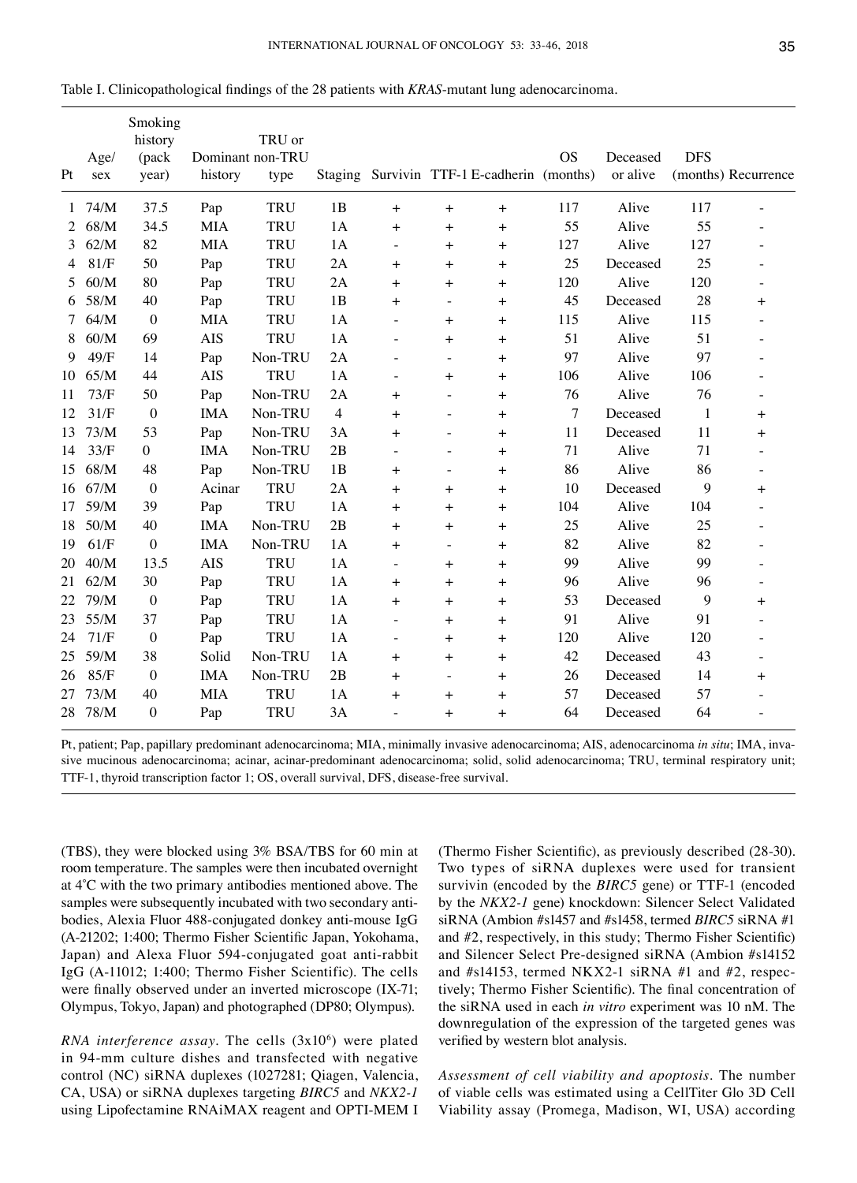Table I. Clinicopathological findings of the 28 patients with *KRAS*-mutant lung adenocarcinoma.

| Pt | Age/sex | Smoking history (pack year) | Dominant history | TRU or non-TRU type | Staging | Survivin | TTF-1 | E-cadherin | OS (months) | Deceased or alive | DFS (months) | Recurrence |
|---|---|---|---|---|---|---|---|---|---|---|---|---|
| 1 | 74/M | 37.5 | Pap | TRU | 1B | + | + | + | 117 | Alive | 117 | - |
| 2 | 68/M | 34.5 | MIA | TRU | 1A | + | + | + | 55 | Alive | 55 | - |
| 3 | 62/M | 82 | MIA | TRU | 1A | - | + | + | 127 | Alive | 127 | - |
| 4 | 81/F | 50 | Pap | TRU | 2A | + | + | + | 25 | Deceased | 25 | - |
| 5 | 60/M | 80 | Pap | TRU | 2A | + | + | + | 120 | Alive | 120 | - |
| 6 | 58/M | 40 | Pap | TRU | 1B | + | - | + | 45 | Deceased | 28 | + |
| 7 | 64/M | 0 | MIA | TRU | 1A | - | + | + | 115 | Alive | 115 | - |
| 8 | 60/M | 69 | AIS | TRU | 1A | - | + | + | 51 | Alive | 51 | - |
| 9 | 49/F | 14 | Pap | Non-TRU | 2A | - | - | + | 97 | Alive | 97 | - |
| 10 | 65/M | 44 | AIS | TRU | 1A | - | + | + | 106 | Alive | 106 | - |
| 11 | 73/F | 50 | Pap | Non-TRU | 2A | + | - | + | 76 | Alive | 76 | - |
| 12 | 31/F | 0 | IMA | Non-TRU | 4 | + | - | + | 7 | Deceased | 1 | + |
| 13 | 73/M | 53 | Pap | Non-TRU | 3A | + | - | + | 11 | Deceased | 11 | + |
| 14 | 33/F | 0 | IMA | Non-TRU | 2B | - | - | + | 71 | Alive | 71 | - |
| 15 | 68/M | 48 | Pap | Non-TRU | 1B | + | - | + | 86 | Alive | 86 | - |
| 16 | 67/M | 0 | Acinar | TRU | 2A | + | + | + | 10 | Deceased | 9 | + |
| 17 | 59/M | 39 | Pap | TRU | 1A | + | + | + | 104 | Alive | 104 | - |
| 18 | 50/M | 40 | IMA | Non-TRU | 2B | + | + | + | 25 | Alive | 25 | - |
| 19 | 61/F | 0 | IMA | Non-TRU | 1A | + | - | + | 82 | Alive | 82 | - |
| 20 | 40/M | 13.5 | AIS | TRU | 1A | - | + | + | 99 | Alive | 99 | - |
| 21 | 62/M | 30 | Pap | TRU | 1A | + | + | + | 96 | Alive | 96 | - |
| 22 | 79/M | 0 | Pap | TRU | 1A | + | + | + | 53 | Deceased | 9 | + |
| 23 | 55/M | 37 | Pap | TRU | 1A | - | + | + | 91 | Alive | 91 | - |
| 24 | 71/F | 0 | Pap | TRU | 1A | - | + | + | 120 | Alive | 120 | - |
| 25 | 59/M | 38 | Solid | Non-TRU | 1A | + | + | + | 42 | Deceased | 43 | - |
| 26 | 85/F | 0 | IMA | Non-TRU | 2B | + | - | + | 26 | Deceased | 14 | + |
| 27 | 73/M | 40 | MIA | TRU | 1A | + | + | + | 57 | Deceased | 57 | - |
| 28 | 78/M | 0 | Pap | TRU | 3A | - | + | + | 64 | Deceased | 64 | - |

Pt, patient; Pap, papillary predominant adenocarcinoma; MIA, minimally invasive adenocarcinoma; AIS, adenocarcinoma *in situ*; IMA, invasive mucinous adenocarcinoma; acinar, acinar-predominant adenocarcinoma; solid, solid adenocarcinoma; TRU, terminal respiratory unit; TTF-1, thyroid transcription factor 1; OS, overall survival, DFS, disease-free survival.

(TBS), they were blocked using 3% BSA/TBS for 60 min at room temperature. The samples were then incubated overnight at 4˚C with the two primary antibodies mentioned above. The samples were subsequently incubated with two secondary antibodies, Alexia Fluor 488-conjugated donkey anti-mouse IgG (A-21202; 1:400; Thermo Fisher Scientific Japan, Yokohama, Japan) and Alexa Fluor 594-conjugated goat anti-rabbit IgG (A-11012; 1:400; Thermo Fisher Scientific). The cells were finally observed under an inverted microscope (IX-71; Olympus, Tokyo, Japan) and photographed (DP80; Olympus).

*RNA interference assay.* The cells ($3x10^6$) were plated in 94-mm culture dishes and transfected with negative control (NC) siRNA duplexes (1027281; Qiagen, Valencia, CA, USA) or siRNA duplexes targeting *BIRC5* and *NKX2-1* using Lipofectamine RNAiMAX reagent and OPTI-MEM I (Thermo Fisher Scientific), as previously described (28-30). Two types of siRNA duplexes were used for transient survivin (encoded by the *BIRC5* gene) or TTF-1 (encoded by the *NKX2-1* gene) knockdown: Silencer Select Validated siRNA (Ambion #s1457 and #s1458, termed *BIRC5* siRNA #1 and #2, respectively, in this study; Thermo Fisher Scientific) and Silencer Select Pre-designed siRNA (Ambion #s14152 and #s14153, termed NKX2-1 siRNA #1 and #2, respectively; Thermo Fisher Scientific). The final concentration of the siRNA used in each *in vitro* experiment was 10 nM. The downregulation of the expression of the targeted genes was verified by western blot analysis.

*Assessment of cell viability and apoptosis.* The number of viable cells was estimated using a CellTiter Glo 3D Cell Viability assay (Promega, Madison, WI, USA) according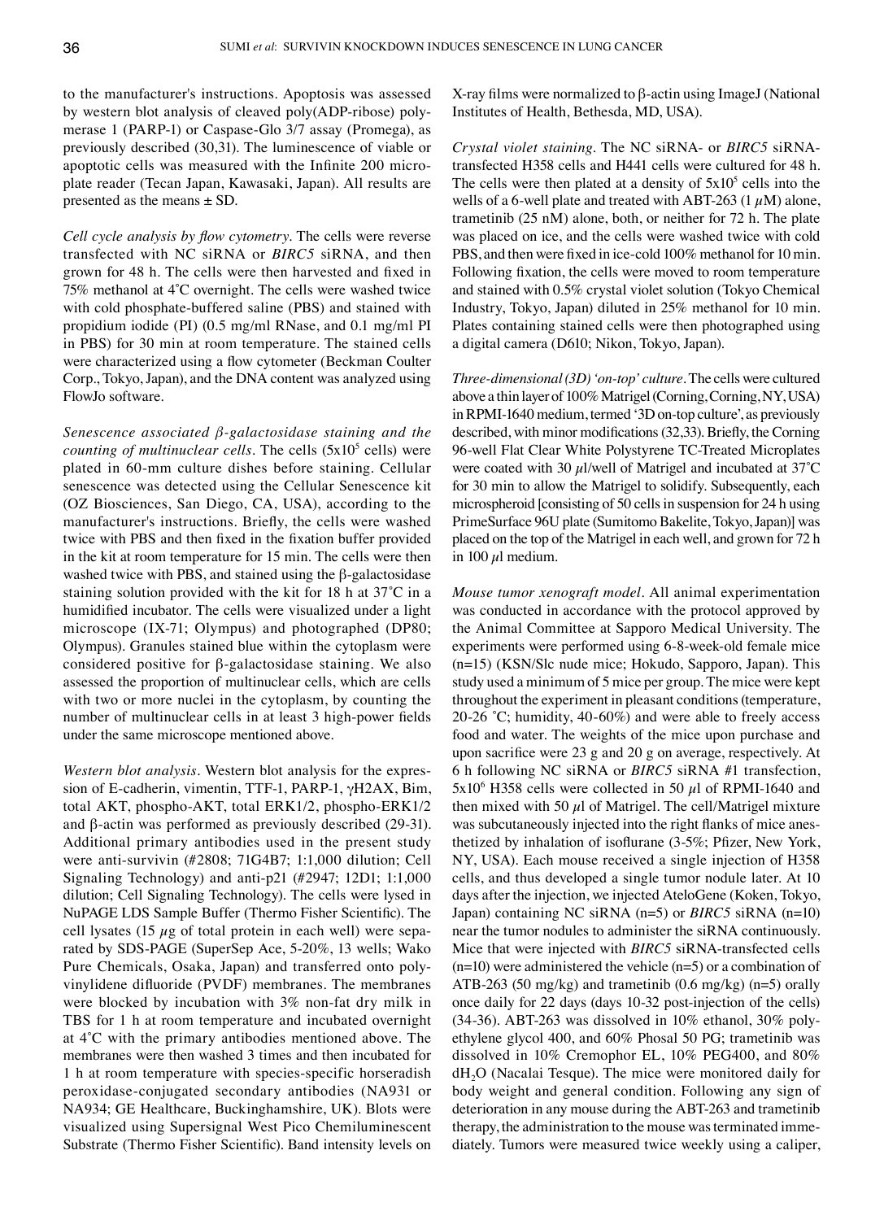to the manufacturer's instructions. Apoptosis was assessed by western blot analysis of cleaved poly(ADP-ribose) polymerase 1 (PARP-1) or Caspase-Glo 3/7 assay (Promega), as previously described (30,31). The luminescence of viable or apoptotic cells was measured with the Infinite 200 microplate reader (Tecan Japan, Kawasaki, Japan). All results are presented as the means ± SD.

*Cell cycle analysis by flow cytometry.* The cells were reverse transfected with NC siRNA or *BIRC5* siRNA, and then grown for 48 h. The cells were then harvested and fixed in 75% methanol at 4˚C overnight. The cells were washed twice with cold phosphate-buffered saline (PBS) and stained with propidium iodide (PI) (0.5 mg/ml RNase, and 0.1 mg/ml PI in PBS) for 30 min at room temperature. The stained cells were characterized using a flow cytometer (Beckman Coulter Corp., Tokyo, Japan), and the DNA content was analyzed using FlowJo software.

*Senescence associated β-galactosidase staining and the counting of multinuclear cells.* The cells ($5\times10^5$ cells) were plated in 60-mm culture dishes before staining. Cellular senescence was detected using the Cellular Senescence kit (OZ Biosciences, San Diego, CA, USA), according to the manufacturer's instructions. Briefly, the cells were washed twice with PBS and then fixed in the fixation buffer provided in the kit at room temperature for 15 min. The cells were then washed twice with PBS, and stained using the β-galactosidase staining solution provided with the kit for 18 h at 37˚C in a humidified incubator. The cells were visualized under a light microscope (IX-71; Olympus) and photographed (DP80; Olympus). Granules stained blue within the cytoplasm were considered positive for β-galactosidase staining. We also assessed the proportion of multinuclear cells, which are cells with two or more nuclei in the cytoplasm, by counting the number of multinuclear cells in at least 3 high-power fields under the same microscope mentioned above.

*Western blot analysis.* Western blot analysis for the expression of E-cadherin, vimentin, TTF-1, PARP-1, γH2AX, Bim, total AKT, phospho-AKT, total ERK1/2, phospho-ERK1/2 and β-actin was performed as previously described (29-31). Additional primary antibodies used in the present study were anti-survivin (#2808; 71G4B7; 1:1,000 dilution; Cell Signaling Technology) and anti-p21 (#2947; 12D1; 1:1,000 dilution; Cell Signaling Technology). The cells were lysed in NuPAGE LDS Sample Buffer (Thermo Fisher Scientific). The cell lysates (15 µg of total protein in each well) were separated by SDS-PAGE (SuperSep Ace, 5-20%, 13 wells; Wako Pure Chemicals, Osaka, Japan) and transferred onto polyvinylidene difluoride (PVDF) membranes. The membranes were blocked by incubation with 3% non-fat dry milk in TBS for 1 h at room temperature and incubated overnight at 4˚C with the primary antibodies mentioned above. The membranes were then washed 3 times and then incubated for 1 h at room temperature with species-specific horseradish peroxidase-conjugated secondary antibodies (NA931 or NA934; GE Healthcare, Buckinghamshire, UK). Blots were visualized using Supersignal West Pico Chemiluminescent Substrate (Thermo Fisher Scientific). Band intensity levels on X-ray films were normalized to β-actin using ImageJ (National Institutes of Health, Bethesda, MD, USA).

*Crystal violet staining.* The NC siRNA- or *BIRC5* siRNA-transfected H358 cells and H441 cells were cultured for 48 h. The cells were then plated at a density of $5\times10^5$ cells into the wells of a 6-well plate and treated with ABT-263 (1 µM) alone, trametinib (25 nM) alone, both, or neither for 72 h. The plate was placed on ice, and the cells were washed twice with cold PBS, and then were fixed in ice-cold 100% methanol for 10 min. Following fixation, the cells were moved to room temperature and stained with 0.5% crystal violet solution (Tokyo Chemical Industry, Tokyo, Japan) diluted in 25% methanol for 10 min. Plates containing stained cells were then photographed using a digital camera (D610; Nikon, Tokyo, Japan).

*Three-dimensional (3D) 'on-top' culture.* The cells were cultured above a thin layer of 100% Matrigel (Corning, Corning, NY, USA) in RPMI-1640 medium, termed '3D on-top culture', as previously described, with minor modifications (32,33). Briefly, the Corning 96-well Flat Clear White Polystyrene TC-Treated Microplates were coated with 30 µl/well of Matrigel and incubated at 37˚C for 30 min to allow the Matrigel to solidify. Subsequently, each microspheroid [consisting of 50 cells in suspension for 24 h using PrimeSurface 96U plate (Sumitomo Bakelite, Tokyo, Japan)] was placed on the top of the Matrigel in each well, and grown for 72 h in 100 µl medium.

*Mouse tumor xenograft model.* All animal experimentation was conducted in accordance with the protocol approved by the Animal Committee at Sapporo Medical University. The experiments were performed using 6-8-week-old female mice (n=15) (KSN/Slc nude mice; Hokudo, Sapporo, Japan). This study used a minimum of 5 mice per group. The mice were kept throughout the experiment in pleasant conditions (temperature, 20-26 ˚C; humidity, 40-60%) and were able to freely access food and water. The weights of the mice upon purchase and upon sacrifice were 23 g and 20 g on average, respectively. At 6 h following NC siRNA or *BIRC5* siRNA #1 transfection, $5\times10^6$ H358 cells were collected in 50 µl of RPMI-1640 and then mixed with 50 µl of Matrigel. The cell/Matrigel mixture was subcutaneously injected into the right flanks of mice anesthetized by inhalation of isoflurane (3-5%; Pfizer, New York, NY, USA). Each mouse received a single injection of H358 cells, and thus developed a single tumor nodule later. At 10 days after the injection, we injected AteloGene (Koken, Tokyo, Japan) containing NC siRNA (n=5) or *BIRC5* siRNA (n=10) near the tumor nodules to administer the siRNA continuously. Mice that were injected with *BIRC5* siRNA-transfected cells (n=10) were administered the vehicle (n=5) or a combination of ATB-263 (50 mg/kg) and trametinib (0.6 mg/kg) (n=5) orally once daily for 22 days (days 10-32 post-injection of the cells) (34-36). ABT-263 was dissolved in 10% ethanol, 30% polyethylene glycol 400, and 60% Phosal 50 PG; trametinib was dissolved in 10% Cremophor EL, 10% PEG400, and 80% $dH_2O$ (Nacalai Tesque). The mice were monitored daily for body weight and general condition. Following any sign of deterioration in any mouse during the ABT-263 and trametinib therapy, the administration to the mouse was terminated immediately. Tumors were measured twice weekly using a caliper,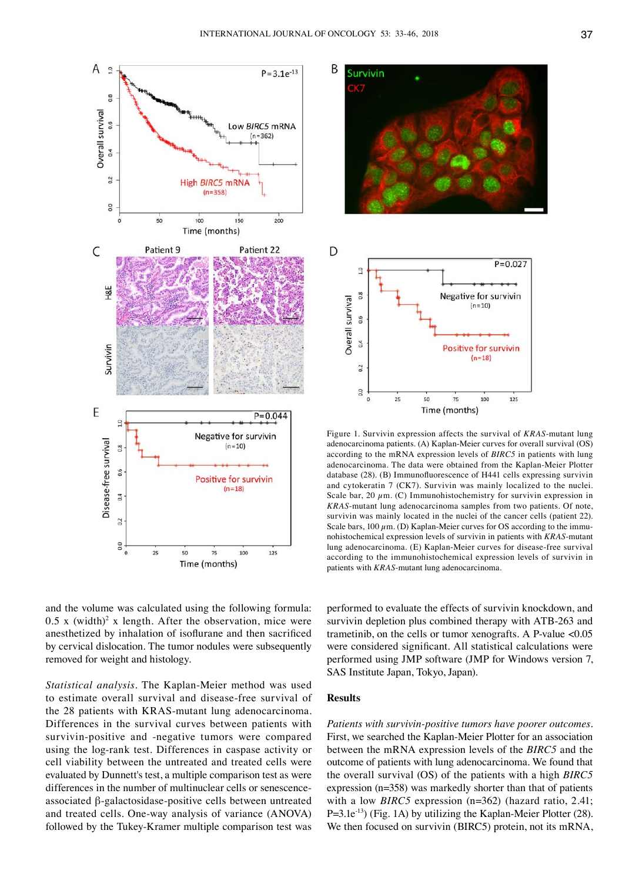Figure 1. Survivin expression affects the survival of *KRAS*-mutant lung adenocarcinoma patients. (A) Kaplan-Meier curves for overall survival (OS) according to the mRNA expression levels of *BIRC5* in patients with lung adenocarcinoma. The data were obtained from the Kaplan-Meier Plotter database (28). (B) Immunofluorescence of H441 cells expressing survivin and cytokeratin 7 (CK7). Survivin was mainly localized to the nuclei. Scale bar, 20 $\mu$m. (C) Immunohistochemistry for survivin expression in *KRAS*-mutant lung adenocarcinoma samples from two patients. Of note, survivin was mainly located in the nuclei of the cancer cells (patient 22). Scale bars, 100 $\mu$m. (D) Kaplan-Meier curves for OS according to the immunohistochemical expression levels of survivin in patients with *KRAS*-mutant lung adenocarcinoma. (E) Kaplan-Meier curves for disease-free survival according to the immunohistochemical expression levels of survivin in patients with *KRAS*-mutant lung adenocarcinoma.

and the volume was calculated using the following formula: 0.5 x $(\text{width})^2$ x length. After the observation, mice were anesthetized by inhalation of isoflurane and then sacrificed by cervical dislocation. The tumor nodules were subsequently removed for weight and histology.

*Statistical analysis*. The Kaplan-Meier method was used to estimate overall survival and disease-free survival of the 28 patients with KRAS-mutant lung adenocarcinoma. Differences in the survival curves between patients with survivin-positive and -negative tumors were compared using the log-rank test. Differences in caspase activity or cell viability between the untreated and treated cells were evaluated by Dunnett's test, a multiple comparison test as were differences in the number of multinuclear cells or senescence-associated β-galactosidase-positive cells between untreated and treated cells. One-way analysis of variance (ANOVA) followed by the Tukey-Kramer multiple comparison test was performed to evaluate the effects of survivin knockdown, and survivin depletion plus combined therapy with ATB-263 and trametinib, on the cells or tumor xenografts. A P-value <0.05 were considered significant. All statistical calculations were performed using JMP software (JMP for Windows version 7, SAS Institute Japan, Tokyo, Japan).

## Results

*Patients with survivin-positive tumors have poorer outcomes*. First, we searched the Kaplan-Meier Plotter for an association between the mRNA expression levels of the *BIRC5* and the outcome of patients with lung adenocarcinoma. We found that the overall survival (OS) of the patients with a high *BIRC5* expression (n=358) was markedly shorter than that of patients with a low *BIRC5* expression (n=362) (hazard ratio, 2.41; P=3.1e$^{-13}$) (Fig. 1A) by utilizing the Kaplan-Meier Plotter (28). We then focused on survivin (BIRC5) protein, not its mRNA,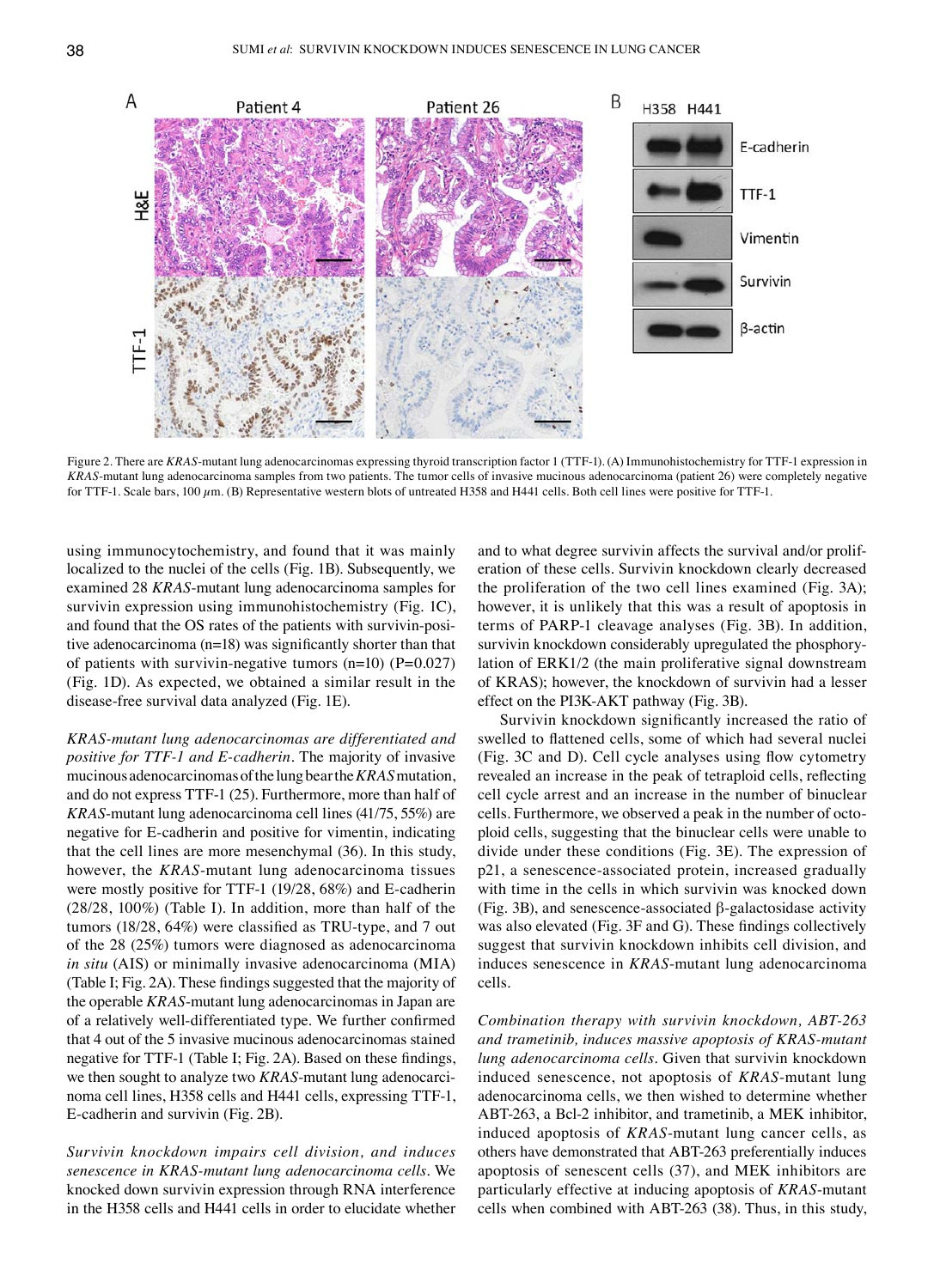Figure 2. There are *KRAS*-mutant lung adenocarcinomas expressing thyroid transcription factor 1 (TTF-1). (A) Immunohistochemistry for TTF-1 expression in *KRAS*-mutant lung adenocarcinoma samples from two patients. The tumor cells of invasive mucinous adenocarcinoma (patient 26) were completely negative for TTF-1. Scale bars, 100 $\mu$m. (B) Representative western blots of untreated H358 and H441 cells. Both cell lines were positive for TTF-1.

using immunocytochemistry, and found that it was mainly localized to the nuclei of the cells (Fig. 1B). Subsequently, we examined 28 *KRAS*-mutant lung adenocarcinoma samples for survivin expression using immunohistochemistry (Fig. 1C), and found that the OS rates of the patients with survivin-positive adenocarcinoma (n=18) was significantly shorter than that of patients with survivin-negative tumors (n=10) (P=0.027) (Fig. 1D). As expected, we obtained a similar result in the disease-free survival data analyzed (Fig. 1E).

*KRAS-mutant lung adenocarcinomas are differentiated and positive for TTF-1 and E-cadherin.* The majority of invasive mucinous adenocarcinomas of the lung bear the *KRAS* mutation, and do not express TTF-1 (25). Furthermore, more than half of *KRAS*-mutant lung adenocarcinoma cell lines (41/75, 55%) are negative for E-cadherin and positive for vimentin, indicating that the cell lines are more mesenchymal (36). In this study, however, the *KRAS*-mutant lung adenocarcinoma tissues were mostly positive for TTF-1 (19/28, 68%) and E-cadherin (28/28, 100%) (Table I). In addition, more than half of the tumors (18/28, 64%) were classified as TRU-type, and 7 out of the 28 (25%) tumors were diagnosed as adenocarcinoma *in situ* (AIS) or minimally invasive adenocarcinoma (MIA) (Table I; Fig. 2A). These findings suggested that the majority of the operable *KRAS*-mutant lung adenocarcinomas in Japan are of a relatively well-differentiated type. We further confirmed that 4 out of the 5 invasive mucinous adenocarcinomas stained negative for TTF-1 (Table I; Fig. 2A). Based on these findings, we then sought to analyze two *KRAS*-mutant lung adenocarcinoma cell lines, H358 cells and H441 cells, expressing TTF-1, E-cadherin and survivin (Fig. 2B).

*Survivin knockdown impairs cell division, and induces senescence in KRAS-mutant lung adenocarcinoma cells.* We knocked down survivin expression through RNA interference in the H358 cells and H441 cells in order to elucidate whether and to what degree survivin affects the survival and/or proliferation of these cells. Survivin knockdown clearly decreased the proliferation of the two cell lines examined (Fig. 3A); however, it is unlikely that this was a result of apoptosis in terms of PARP-1 cleavage analyses (Fig. 3B). In addition, survivin knockdown considerably upregulated the phosphorylation of ERK1/2 (the main proliferative signal downstream of KRAS); however, the knockdown of survivin had a lesser effect on the PI3K-AKT pathway (Fig. 3B).

Survivin knockdown significantly increased the ratio of swelled to flattened cells, some of which had several nuclei (Fig. 3C and D). Cell cycle analyses using flow cytometry revealed an increase in the peak of tetraploid cells, reflecting cell cycle arrest and an increase in the number of binuclear cells. Furthermore, we observed a peak in the number of octoploid cells, suggesting that the binuclear cells were unable to divide under these conditions (Fig. 3E). The expression of p21, a senescence-associated protein, increased gradually with time in the cells in which survivin was knocked down (Fig. 3B), and senescence-associated $\beta$-galactosidase activity was also elevated (Fig. 3F and G). These findings collectively suggest that survivin knockdown inhibits cell division, and induces senescence in *KRAS*-mutant lung adenocarcinoma cells.

*Combination therapy with survivin knockdown, ABT-263 and trametinib, induces massive apoptosis of KRAS-mutant lung adenocarcinoma cells.* Given that survivin knockdown induced senescence, not apoptosis of *KRAS*-mutant lung adenocarcinoma cells, we then wished to determine whether ABT-263, a Bcl-2 inhibitor, and trametinib, a MEK inhibitor, induced apoptosis of *KRAS*-mutant lung cancer cells, as others have demonstrated that ABT-263 preferentially induces apoptosis of senescent cells (37), and MEK inhibitors are particularly effective at inducing apoptosis of *KRAS*-mutant cells when combined with ABT-263 (38). Thus, in this study,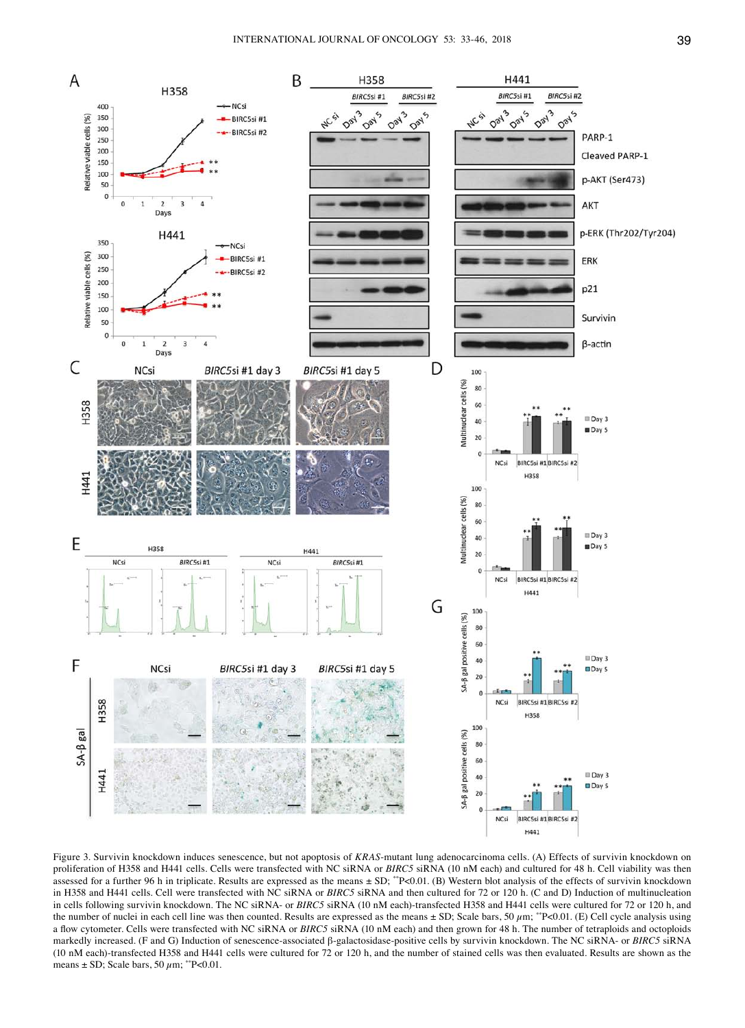Figure 3. Survivin knockdown induces senescence, but not apoptosis of *KRAS*-mutant lung adenocarcinoma cells. (A) Effects of survivin knockdown on proliferation of H358 and H441 cells. Cells were transfected with NC siRNA or *BIRC5* siRNA (10 nM each) and cultured for 48 h. Cell viability was then assessed for a further 96 h in triplicate. Results are expressed as the means ± SD; **P<0.01. (B) Western blot analysis of the effects of survivin knockdown in H358 and H441 cells. Cell were transfected with NC siRNA or *BIRC5* siRNA and then cultured for 72 or 120 h. (C and D) Induction of multinucleation in cells following survivin knockdown. The NC siRNA- or *BIRC5* siRNA (10 nM each)-transfected H358 and H441 cells were cultured for 72 or 120 h, and the number of nuclei in each cell line was then counted. Results are expressed as the means ± SD; Scale bars, 50 $\mu$m; **P<0.01. (E) Cell cycle analysis using a flow cytometer. Cells were transfected with NC siRNA or *BIRC5* siRNA (10 nM each) and then grown for 48 h. The number of tetraploids and octoploids markedly increased. (F and G) Induction of senescence-associated β-galactosidase-positive cells by survivin knockdown. The NC siRNA- or *BIRC5* siRNA (10 nM each)-transfected H358 and H441 cells were cultured for 72 or 120 h, and the number of stained cells was then evaluated. Results are shown as the means ± SD; Scale bars, 50 $\mu$m; **P<0.01.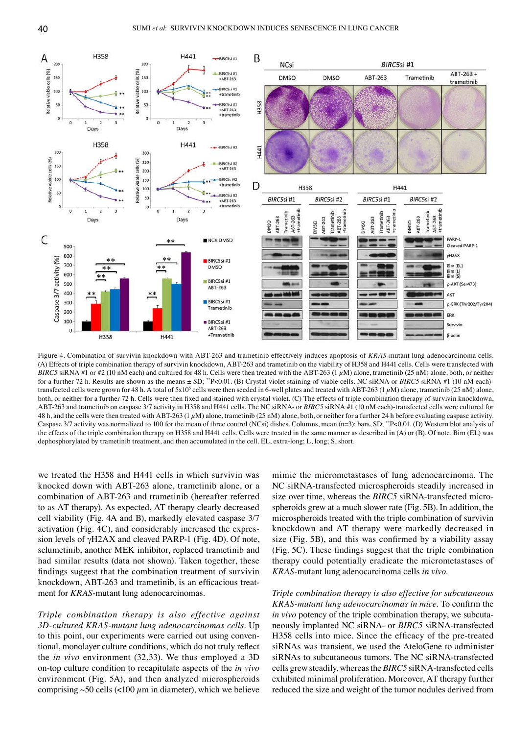Figure 4. Combination of survivin knockdown with ABT-263 and trametinib effectively induces apoptosis of *KRAS*-mutant lung adenocarcinoma cells. (A) Effects of triple combination therapy of survivin knockdown, ABT-263 and trametinib on the viability of H358 and H441 cells. Cells were transfected with *BIRC5* siRNA #1 or #2 (10 nM each) and cultured for 48 h. Cells were then treated with the ABT-263 (1 $\mu$M) alone, trametinib (25 nM) alone, both, or neither for a further 72 h. Results are shown as the means ± SD; $^{**}$P<0.01. (B) Crystal violet staining of viable cells. NC siRNA or *BIRC5* siRNA #1 (10 nM each)-transfected cells were grown for 48 h. A total of 5x10$^5$ cells were then seeded in 6-well plates and treated with ABT-263 (1 $\mu$M) alone, trametinib (25 nM) alone, both, or neither for a further 72 h. Cells were then fixed and stained with crystal violet. (C) The effects of triple combination therapy of survivin knockdown, ABT-263 and trametinib on caspase 3/7 activity in H358 and H441 cells. The NC siRNA- or *BIRC5* siRNA #1 (10 nM each)-transfected cells were cultured for 48 h, and the cells were then treated with ABT-263 (1 $\mu$M) alone, trametinib (25 nM) alone, both, or neither for a further 24 h before evaluating caspase activity. Caspase 3/7 activity was normalized to 100 for the mean of three control (NCsi) dishes. Columns, mean (n=3); bars, SD; $^{**}$P<0.01. (D) Western blot analysis of the effects of the triple combination therapy on H358 and H441 cells. Cells were treated in the same manner as described in (A) or (B). Of note, Bim (EL) was dephosphorylated by trametinib treatment, and then accumulated in the cell. EL, extra-long; L, long; S, short.

we treated the H358 and H441 cells in which survivin was knocked down with ABT-263 alone, trametinib alone, or a combination of ABT-263 and trametinib (hereafter referred to as AT therapy). As expected, AT therapy clearly decreased cell viability (Fig. 4A and B), markedly elevated caspase 3/7 activation (Fig. 4C), and considerably increased the expression levels of γH2AX and cleaved PARP-1 (Fig. 4D). Of note, selumetinib, another MEK inhibitor, replaced trametinib and had similar results (data not shown). Taken together, these findings suggest that the combination treatment of survivin knockdown, ABT-263 and trametinib, is an efficacious treatment for *KRAS*-mutant lung adenocarcinomas.

*Triple combination therapy is also effective against 3D-cultured KRAS-mutant lung adenocarcinomas cells.* Up to this point, our experiments were carried out using conventional, monolayer culture conditions, which do not truly reflect the *in vivo* environment (32,33). We thus employed a 3D on-top culture condition to recapitulate aspects of the *in vivo* environment (Fig. 5A), and then analyzed microspheroids comprising ~50 cells (<100 $\mu$m in diameter), which we believe mimic the micrometastases of lung adenocarcinoma. The NC siRNA-transfected microspheroids steadily increased in size over time, whereas the *BIRC5* siRNA-transfected microspheroids grew at a much slower rate (Fig. 5B). In addition, the microspheroids treated with the triple combination of survivin knockdown and AT therapy were markedly decreased in size (Fig. 5B), and this was confirmed by a viability assay (Fig. 5C). These findings suggest that the triple combination therapy could potentially eradicate the micrometastases of *KRAS*-mutant lung adenocarcinoma cells *in vivo.*

*Triple combination therapy is also effective for subcutaneous KRAS-mutant lung adenocarcinomas in mice.* To confirm the *in vivo* potency of the triple combination therapy, we subcutaneously implanted NC siRNA- or *BIRC5* siRNA-transfected H358 cells into mice. Since the efficacy of the pre-treated siRNAs was transient, we used the AteloGene to administer siRNAs to subcutaneous tumors. The NC siRNA-transfected cells grew steadily, whereas the *BIRC5* siRNA-transfected cells exhibited minimal proliferation. Moreover, AT therapy further reduced the size and weight of the tumor nodules derived from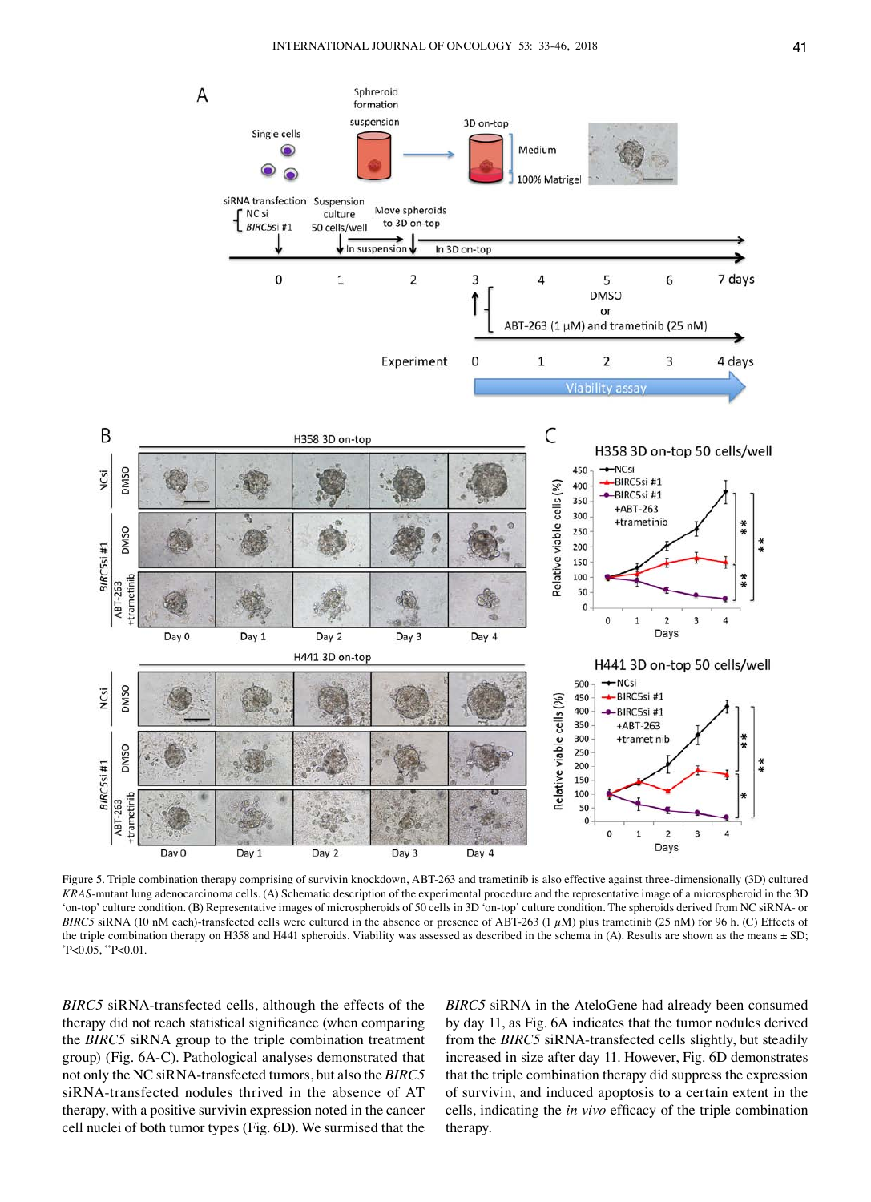Figure 5. Triple combination therapy comprising of survivin knockdown, ABT-263 and trametinib is also effective against three-dimensionally (3D) cultured *KRAS*-mutant lung adenocarcinoma cells. (A) Schematic description of the experimental procedure and the representative image of a microspheroid in the 3D 'on-top' culture condition. (B) Representative images of microspheroids of 50 cells in 3D 'on-top' culture condition. The spheroids derived from NC siRNA- or *BIRC5* siRNA (10 nM each)-transfected cells were cultured in the absence or presence of ABT-263 (1 $\mu$M) plus trametinib (25 nM) for 96 h. (C) Effects of the triple combination therapy on H358 and H441 spheroids. Viability was assessed as described in the schema in (A). Results are shown as the means ± SD; *P<0.05, **P<0.01.

*BIRC5* siRNA-transfected cells, although the effects of the therapy did not reach statistical significance (when comparing the *BIRC5* siRNA group to the triple combination treatment group) (Fig. 6A-C). Pathological analyses demonstrated that not only the NC siRNA-transfected tumors, but also the *BIRC5* siRNA-transfected nodules thrived in the absence of AT therapy, with a positive survivin expression noted in the cancer cell nuclei of both tumor types (Fig. 6D). We surmised that the *BIRC5* siRNA in the AteloGene had already been consumed by day 11, as Fig. 6A indicates that the tumor nodules derived from the *BIRC5* siRNA-transfected cells slightly, but steadily increased in size after day 11. However, Fig. 6D demonstrates that the triple combination therapy did suppress the expression of survivin, and induced apoptosis to a certain extent in the cells, indicating the *in vivo* efficacy of the triple combination therapy.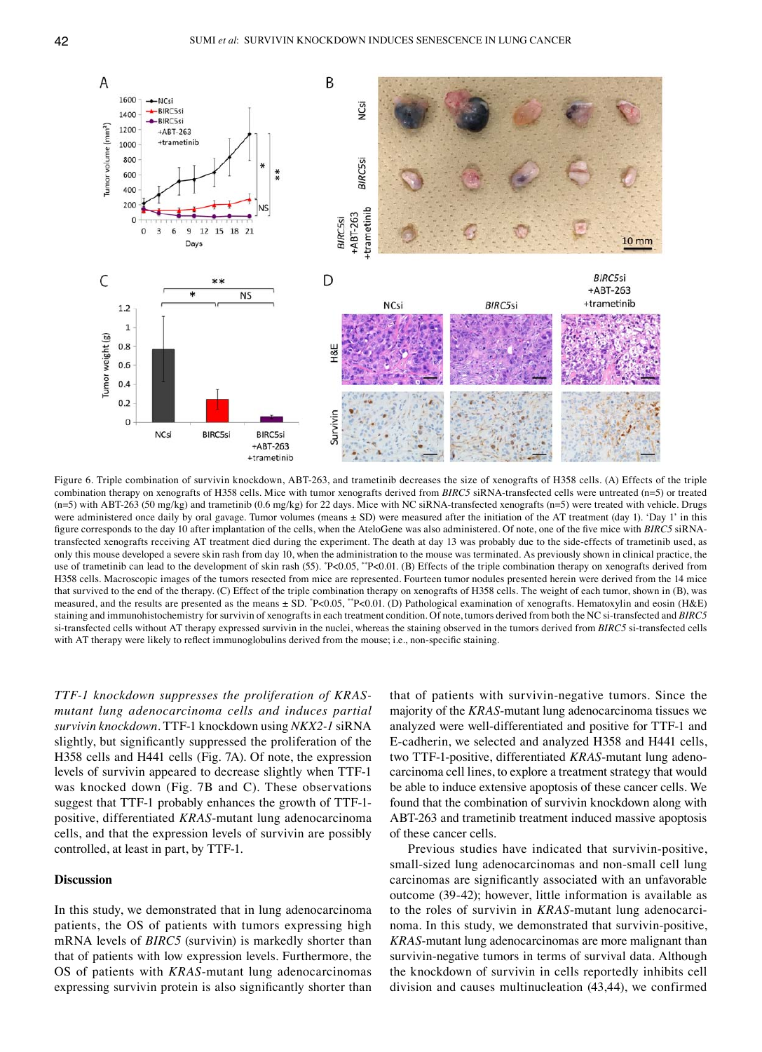Figure 6. Triple combination of survivin knockdown, ABT-263, and trametinib decreases the size of xenografts of H358 cells. (A) Effects of the triple combination therapy on xenografts of H358 cells. Mice with tumor xenografts derived from *BIRC5* siRNA-transfected cells were untreated (n=5) or treated (n=5) with ABT-263 (50 mg/kg) and trametinib (0.6 mg/kg) for 22 days. Mice with NC siRNA-transfected xenografts (n=5) were treated with vehicle. Drugs were administered once daily by oral gavage. Tumor volumes (means ± SD) were measured after the initiation of the AT treatment (day 1). 'Day 1' in this figure corresponds to the day 10 after implantation of the cells, when the AteloGene was also administered. Of note, one of the five mice with *BIRC5* siRNA-transfected xenografts receiving AT treatment died during the experiment. The death at day 13 was probably due to the side-effects of trametinib used, as only this mouse developed a severe skin rash from day 10, when the administration to the mouse was terminated. As previously shown in clinical practice, the use of trametinib can lead to the development of skin rash (55). *P<0.05, **P<0.01. (B) Effects of the triple combination therapy on xenografts derived from H358 cells. Macroscopic images of the tumors resected from mice are represented. Fourteen tumor nodules presented herein were derived from the 14 mice that survived to the end of the therapy. (C) Effect of the triple combination therapy on xenografts of H358 cells. The weight of each tumor, shown in (B), was measured, and the results are presented as the means ± SD. *P<0.05, **P<0.01. (D) Pathological examination of xenografts. Hematoxylin and eosin (H&E) staining and immunohistochemistry for survivin of xenografts in each treatment condition. Of note, tumors derived from both the NC si-transfected and *BIRC5* si-transfected cells without AT therapy expressed survivin in the nuclei, whereas the staining observed in the tumors derived from *BIRC5* si-transfected cells with AT therapy were likely to reflect immunoglobulins derived from the mouse; i.e., non-specific staining.

*TTF-1 knockdown suppresses the proliferation of KRAS-mutant lung adenocarcinoma cells and induces partial survivin knockdown.* TTF-1 knockdown using *NKX2-1* siRNA slightly, but significantly suppressed the proliferation of the H358 cells and H441 cells (Fig. 7A). Of note, the expression levels of survivin appeared to decrease slightly when TTF-1 was knocked down (Fig. 7B and C). These observations suggest that TTF-1 probably enhances the growth of TTF-1-positive, differentiated *KRAS*-mutant lung adenocarcinoma cells, and that the expression levels of survivin are possibly controlled, at least in part, by TTF-1.

## Discussion

In this study, we demonstrated that in lung adenocarcinoma patients, the OS of patients with tumors expressing high mRNA levels of *BIRC5* (survivin) is markedly shorter than that of patients with low expression levels. Furthermore, the OS of patients with *KRAS*-mutant lung adenocarcinomas expressing survivin protein is also significantly shorter than that of patients with survivin-negative tumors. Since the majority of the *KRAS*-mutant lung adenocarcinoma tissues we analyzed were well-differentiated and positive for TTF-1 and E-cadherin, we selected and analyzed H358 and H441 cells, two TTF-1-positive, differentiated *KRAS*-mutant lung adenocarcinoma cell lines, to explore a treatment strategy that would be able to induce extensive apoptosis of these cancer cells. We found that the combination of survivin knockdown along with ABT-263 and trametinib treatment induced massive apoptosis of these cancer cells.

Previous studies have indicated that survivin-positive, small-sized lung adenocarcinomas and non-small cell lung carcinomas are significantly associated with an unfavorable outcome (39-42); however, little information is available as to the roles of survivin in *KRAS*-mutant lung adenocarcinoma. In this study, we demonstrated that survivin-positive, *KRAS*-mutant lung adenocarcinomas are more malignant than survivin-negative tumors in terms of survival data. Although the knockdown of survivin in cells reportedly inhibits cell division and causes multinucleation (43,44), we confirmed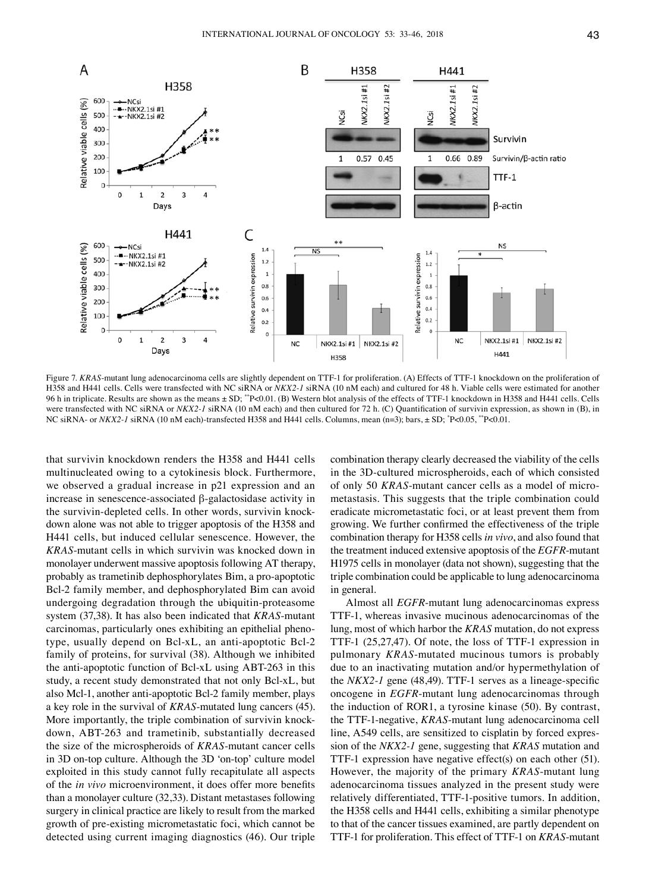Figure 7. *KRAS*-mutant lung adenocarcinoma cells are slightly dependent on TTF-1 for proliferation. (A) Effects of TTF-1 knockdown on the proliferation of H358 and H441 cells. Cells were transfected with NC siRNA or *NKX2-1* siRNA (10 nM each) and cultured for 48 h. Viable cells were estimated for another 96 h in triplicate. Results are shown as the means ± SD; **P<0.01. (B) Western blot analysis of the effects of TTF-1 knockdown in H358 and H441 cells. Cells were transfected with NC siRNA or *NKX2-1* siRNA (10 nM each) and then cultured for 72 h. (C) Quantification of survivin expression, as shown in (B), in NC siRNA- or *NKX2-1* siRNA (10 nM each)-transfected H358 and H441 cells. Columns, mean (n=3); bars, ± SD; *P<0.05, **P<0.01.

that survivin knockdown renders the H358 and H441 cells multinucleated owing to a cytokinesis block. Furthermore, we observed a gradual increase in p21 expression and an increase in senescence-associated β-galactosidase activity in the survivin-depleted cells. In other words, survivin knockdown alone was not able to trigger apoptosis of the H358 and H441 cells, but induced cellular senescence. However, the *KRAS*-mutant cells in which survivin was knocked down in monolayer underwent massive apoptosis following AT therapy, probably as trametinib dephosphorylates Bim, a pro-apoptotic Bcl-2 family member, and dephosphorylated Bim can avoid undergoing degradation through the ubiquitin-proteasome system (37,38). It has also been indicated that *KRAS*-mutant carcinomas, particularly ones exhibiting an epithelial phenotype, usually depend on Bcl-xL, an anti-apoptotic Bcl-2 family of proteins, for survival (38). Although we inhibited the anti-apoptotic function of Bcl-xL using ABT-263 in this study, a recent study demonstrated that not only Bcl-xL, but also Mcl-1, another anti-apoptotic Bcl-2 family member, plays a key role in the survival of *KRAS*-mutated lung cancers (45). More importantly, the triple combination of survivin knockdown, ABT-263 and trametinib, substantially decreased the size of the microspheroids of *KRAS*-mutant cancer cells in 3D on-top culture. Although the 3D 'on-top' culture model exploited in this study cannot fully recapitulate all aspects of the *in vivo* microenvironment, it does offer more benefits than a monolayer culture (32,33). Distant metastases following surgery in clinical practice are likely to result from the marked growth of pre-existing micrometastatic foci, which cannot be detected using current imaging diagnostics (46). Our triple combination therapy clearly decreased the viability of the cells in the 3D-cultured microspheroids, each of which consisted of only 50 *KRAS*-mutant cancer cells as a model of micrometastasis. This suggests that the triple combination could eradicate micrometastatic foci, or at least prevent them from growing. We further confirmed the effectiveness of the triple combination therapy for H358 cells *in vivo*, and also found that the treatment induced extensive apoptosis of the *EGFR*-mutant H1975 cells in monolayer (data not shown), suggesting that the triple combination could be applicable to lung adenocarcinoma in general.

Almost all *EGFR*-mutant lung adenocarcinomas express TTF-1, whereas invasive mucinous adenocarcinomas of the lung, most of which harbor the *KRAS* mutation, do not express TTF-1 (25,27,47). Of note, the loss of TTF-1 expression in pulmonary *KRAS*-mutated mucinous tumors is probably due to an inactivating mutation and/or hypermethylation of the *NKX2-1* gene (48,49). TTF-1 serves as a lineage-specific oncogene in *EGFR*-mutant lung adenocarcinomas through the induction of ROR1, a tyrosine kinase (50). By contrast, the TTF-1-negative, *KRAS*-mutant lung adenocarcinoma cell line, A549 cells, are sensitized to cisplatin by forced expression of the *NKX2-1* gene, suggesting that *KRAS* mutation and TTF-1 expression have negative effect(s) on each other (51). However, the majority of the primary *KRAS*-mutant lung adenocarcinoma tissues analyzed in the present study were relatively differentiated, TTF-1-positive tumors. In addition, the H358 cells and H441 cells, exhibiting a similar phenotype to that of the cancer tissues examined, are partly dependent on TTF-1 for proliferation. This effect of TTF-1 on *KRAS*-mutant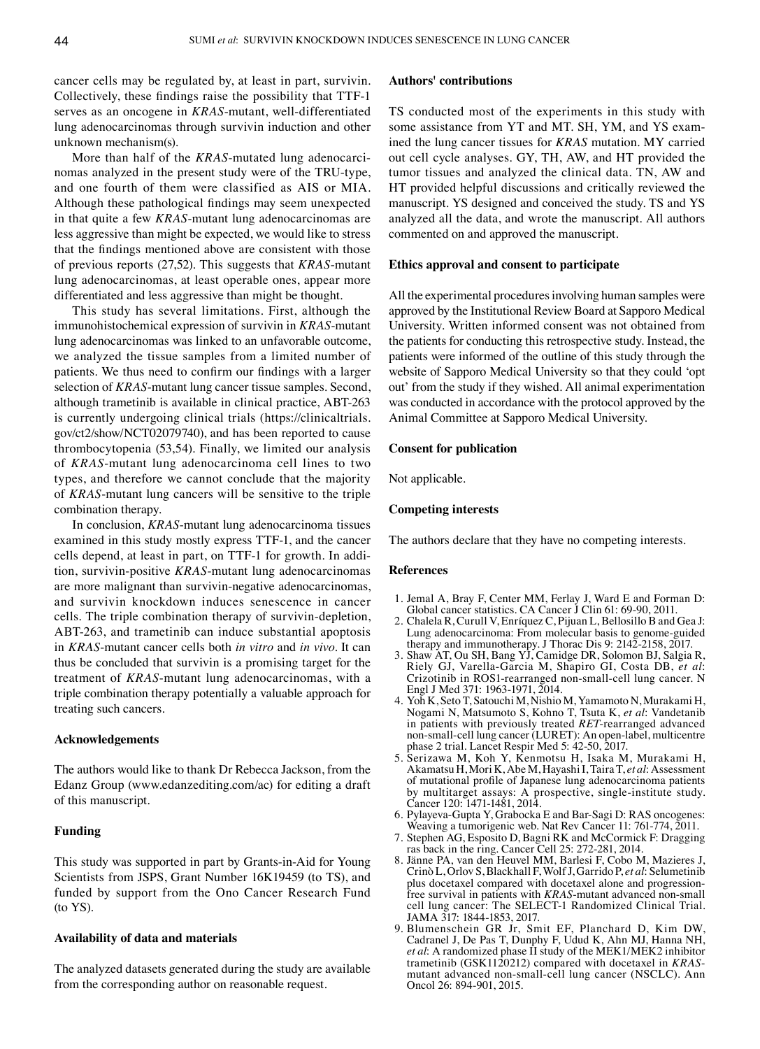cancer cells may be regulated by, at least in part, survivin. Collectively, these findings raise the possibility that TTF-1 serves as an oncogene in *KRAS*-mutant, well-differentiated lung adenocarcinomas through survivin induction and other unknown mechanism(s).

More than half of the *KRAS*-mutated lung adenocarcinomas analyzed in the present study were of the TRU-type, and one fourth of them were classified as AIS or MIA. Although these pathological findings may seem unexpected in that quite a few *KRAS*-mutant lung adenocarcinomas are less aggressive than might be expected, we would like to stress that the findings mentioned above are consistent with those of previous reports (27,52). This suggests that *KRAS*-mutant lung adenocarcinomas, at least operable ones, appear more differentiated and less aggressive than might be thought.

This study has several limitations. First, although the immunohistochemical expression of survivin in *KRAS*-mutant lung adenocarcinomas was linked to an unfavorable outcome, we analyzed the tissue samples from a limited number of patients. We thus need to confirm our findings with a larger selection of *KRAS*-mutant lung cancer tissue samples. Second, although trametinib is available in clinical practice, ABT-263 is currently undergoing clinical trials (https://clinicaltrials.gov/ct2/show/NCT02079740), and has been reported to cause thrombocytopenia (53,54). Finally, we limited our analysis of *KRAS*-mutant lung adenocarcinoma cell lines to two types, and therefore we cannot conclude that the majority of *KRAS*-mutant lung cancers will be sensitive to the triple combination therapy.

In conclusion, *KRAS*-mutant lung adenocarcinoma tissues examined in this study mostly express TTF-1, and the cancer cells depend, at least in part, on TTF-1 for growth. In addition, survivin-positive *KRAS*-mutant lung adenocarcinomas are more malignant than survivin-negative adenocarcinomas, and survivin knockdown induces senescence in cancer cells. The triple combination therapy of survivin-depletion, ABT-263, and trametinib can induce substantial apoptosis in *KRAS*-mutant cancer cells both *in vitro* and *in vivo*. It can thus be concluded that survivin is a promising target for the treatment of *KRAS*-mutant lung adenocarcinomas, with a triple combination therapy potentially a valuable approach for treating such cancers.

## Acknowledgements

The authors would like to thank Dr Rebecca Jackson, from the Edanz Group (www.edanzediting.com/ac) for editing a draft of this manuscript.

## Funding

This study was supported in part by Grants-in-Aid for Young Scientists from JSPS, Grant Number 16K19459 (to TS), and funded by support from the Ono Cancer Research Fund (to YS).

## Availability of data and materials

The analyzed datasets generated during the study are available from the corresponding author on reasonable request.

## Authors' contributions

TS conducted most of the experiments in this study with some assistance from YT and MT. SH, YM, and YS examined the lung cancer tissues for *KRAS* mutation. MY carried out cell cycle analyses. GY, TH, AW, and HT provided the tumor tissues and analyzed the clinical data. TN, AW and HT provided helpful discussions and critically reviewed the manuscript. YS designed and conceived the study. TS and YS analyzed all the data, and wrote the manuscript. All authors commented on and approved the manuscript.

## Ethics approval and consent to participate

All the experimental procedures involving human samples were approved by the Institutional Review Board at Sapporo Medical University. Written informed consent was not obtained from the patients for conducting this retrospective study. Instead, the patients were informed of the outline of this study through the website of Sapporo Medical University so that they could 'opt out' from the study if they wished. All animal experimentation was conducted in accordance with the protocol approved by the Animal Committee at Sapporo Medical University.

## Consent for publication

Not applicable.

## Competing interests

The authors declare that they have no competing interests.

## References

1. Jemal A, Bray F, Center MM, Ferlay J, Ward E and Forman D: Global cancer statistics. CA Cancer J Clin 61: 69-90, 2011.
2. Chalela R, Curull V, Enríquez C, Pijuan L, Bellosillo B and Gea J: Lung adenocarcinoma: From molecular basis to genome-guided therapy and immunotherapy. J Thorac Dis 9: 2142-2158, 2017.
3. Shaw AT, Ou SH, Bang YJ, Camidge DR, Solomon BJ, Salgia R, Riely GJ, Varella-Garcia M, Shapiro GI, Costa DB, *et al*: Crizotinib in ROS1-rearranged non-small-cell lung cancer. N Engl J Med 371: 1963-1971, 2014.
4. Yoh K, Seto T, Satouchi M, Nishio M, Yamamoto N, Murakami H, Nogami N, Matsumoto S, Kohno T, Tsuta K, *et al*: Vandetanib in patients with previously treated *RET*-rearranged advanced non-small-cell lung cancer (LURET): An open-label, multicentre phase 2 trial. Lancet Respir Med 5: 42-50, 2017.
5. Serizawa M, Koh Y, Kenmotsu H, Isaka M, Murakami H, Akamatsu H, Mori K, Abe M, Hayashi I, Taira T, *et al*: Assessment of mutational profile of Japanese lung adenocarcinoma patients by multitarget assays: A prospective, single-institute study. Cancer 120: 1471-1481, 2014.
6. Pylayeva-Gupta Y, Grabocka E and Bar-Sagi D: RAS oncogenes: Weaving a tumorigenic web. Nat Rev Cancer 11: 761-774, 2011.
7. Stephen AG, Esposito D, Bagni RK and McCormick F: Dragging ras back in the ring. Cancer Cell 25: 272-281, 2014.
8. Jänne PA, van den Heuvel MM, Barlesi F, Cobo M, Mazieres J, Crinò L, Orlov S, Blackhall F, Wolf J, Garrido P, *et al*: Selumetinib plus docetaxel compared with docetaxel alone and progression-free survival in patients with *KRAS*-mutant advanced non-small cell lung cancer: The SELECT-1 Randomized Clinical Trial. JAMA 317: 1844-1853, 2017.
9. Blumenschein GR Jr, Smit EF, Planchard D, Kim DW, Cadranel J, De Pas T, Dunphy F, Udud K, Ahn MJ, Hanna NH, *et al*: A randomized phase II study of the MEK1/MEK2 inhibitor trametinib (GSK1120212) compared with docetaxel in *KRAS*-mutant advanced non-small-cell lung cancer (NSCLC). Ann Oncol 26: 894-901, 2015.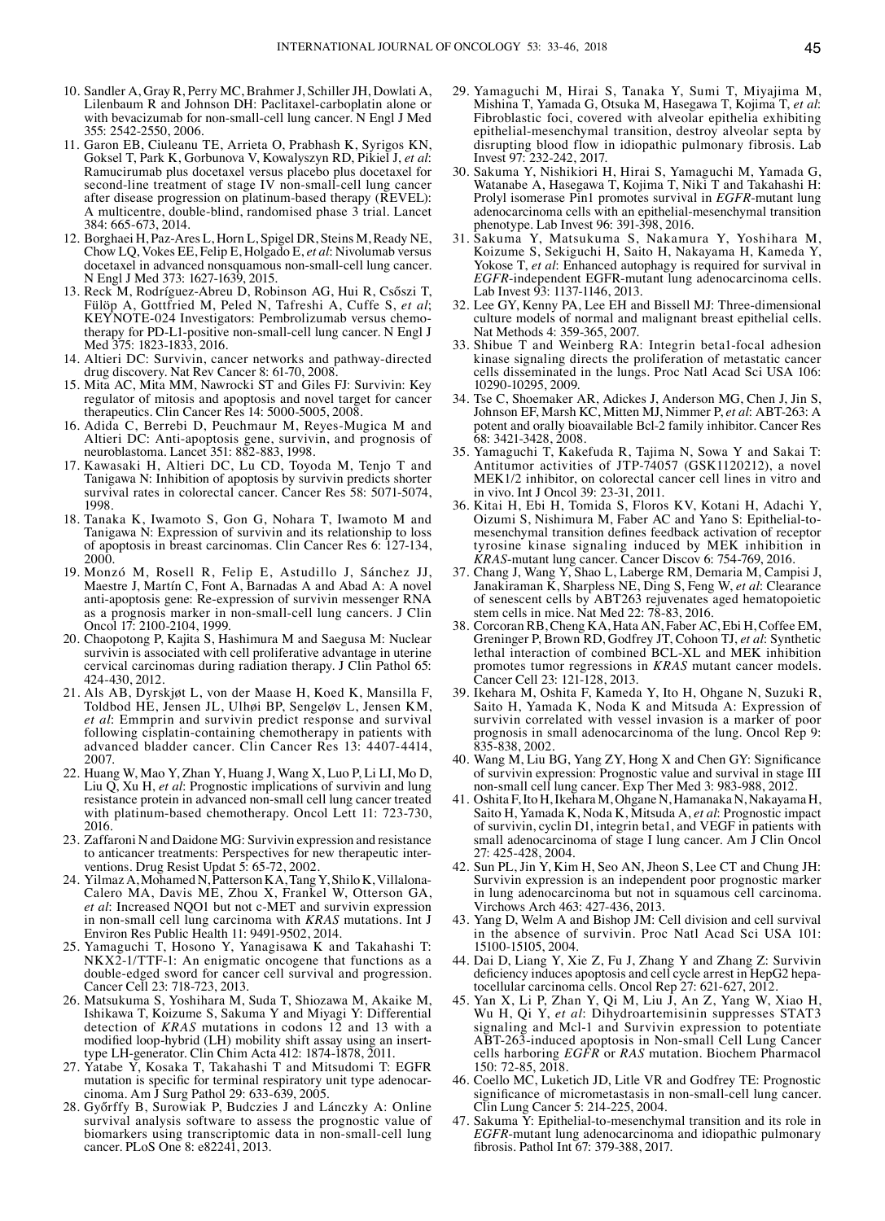10. Sandler A, Gray R, Perry MC, Brahmer J, Schiller JH, Dowlati A, Lilenbaum R and Johnson DH: Paclitaxel-carboplatin alone or with bevacizumab for non-small-cell lung cancer. N Engl J Med 355: 2542-2550, 2006.
11. Garon EB, Ciuleanu TE, Arrieta O, Prabhash K, Syrigos KN, Goksel T, Park K, Gorbunova V, Kowalyszyn RD, Pikiel J, *et al*: Ramucirumab plus docetaxel versus placebo plus docetaxel for second-line treatment of stage IV non-small-cell lung cancer after disease progression on platinum-based therapy (REVEL): A multicentre, double-blind, randomised phase 3 trial. Lancet 384: 665-673, 2014.
12. Borghaei H, Paz-Ares L, Horn L, Spigel DR, Steins M, Ready NE, Chow LQ, Vokes EE, Felip E, Holgado E, *et al*: Nivolumab versus docetaxel in advanced nonsquamous non-small-cell lung cancer. N Engl J Med 373: 1627-1639, 2015.
13. Reck M, Rodríguez-Abreu D, Robinson AG, Hui R, Csőszi T, Fülöp A, Gottfried M, Peled N, Tafreshi A, Cuffe S, *et al*; KEYNOTE-024 Investigators: Pembrolizumab versus chemotherapy for PD-L1-positive non-small-cell lung cancer. N Engl J Med 375: 1823-1833, 2016.
14. Altieri DC: Survivin, cancer networks and pathway-directed drug discovery. Nat Rev Cancer 8: 61-70, 2008.
15. Mita AC, Mita MM, Nawrocki ST and Giles FJ: Survivin: Key regulator of mitosis and apoptosis and novel target for cancer therapeutics. Clin Cancer Res 14: 5000-5005, 2008.
16. Adida C, Berrebi D, Peuchmaur M, Reyes-Mugica M and Altieri DC: Anti-apoptosis gene, survivin, and prognosis of neuroblastoma. Lancet 351: 882-883, 1998.
17. Kawasaki H, Altieri DC, Lu CD, Toyoda M, Tenjo T and Tanigawa N: Inhibition of apoptosis by survivin predicts shorter survival rates in colorectal cancer. Cancer Res 58: 5071-5074, 1998.
18. Tanaka K, Iwamoto S, Gon G, Nohara T, Iwamoto M and Tanigawa N: Expression of survivin and its relationship to loss of apoptosis in breast carcinomas. Clin Cancer Res 6: 127-134, 2000.
19. Monzó M, Rosell R, Felip E, Astudillo J, Sánchez JJ, Maestre J, Martín C, Font A, Barnadas A and Abad A: A novel anti-apoptosis gene: Re-expression of survivin messenger RNA as a prognosis marker in non-small-cell lung cancers. J Clin Oncol 17: 2100-2104, 1999.
20. Chaopotong P, Kajita S, Hashimura M and Saegusa M: Nuclear survivin is associated with cell proliferative advantage in uterine cervical carcinomas during radiation therapy. J Clin Pathol 65: 424-430, 2012.
21. Als AB, Dyrskjøt L, von der Maase H, Koed K, Mansilla F, Toldbod HE, Jensen JL, Ulhøi BP, Sengeløv L, Jensen KM, *et al*: Emmprin and survivin predict response and survival following cisplatin-containing chemotherapy in patients with advanced bladder cancer. Clin Cancer Res 13: 4407-4414, 2007.
22. Huang W, Mao Y, Zhan Y, Huang J, Wang X, Luo P, Li LI, Mo D, Liu Q, Xu H, *et al*: Prognostic implications of survivin and lung resistance protein in advanced non-small cell lung cancer treated with platinum-based chemotherapy. Oncol Lett 11: 723-730, 2016.
23. Zaffaroni N and Daidone MG: Survivin expression and resistance to anticancer treatments: Perspectives for new therapeutic interventions. Drug Resist Updat 5: 65-72, 2002.
24. Yilmaz A, Mohamed N, Patterson KA, Tang Y, Shilo K, Villalona-Calero MA, Davis ME, Zhou X, Frankel W, Otterson GA, *et al*: Increased NQO1 but not c-MET and survivin expression in non-small cell lung carcinoma with *KRAS* mutations. Int J Environ Res Public Health 11: 9491-9502, 2014.
25. Yamaguchi T, Hosono Y, Yanagisawa K and Takahashi T: NKX2-1/TTF-1: An enigmatic oncogene that functions as a double-edged sword for cancer cell survival and progression. Cancer Cell 23: 718-723, 2013.
26. Matsukuma S, Yoshihara M, Suda T, Shiozawa M, Akaike M, Ishikawa T, Koizume S, Sakuma Y and Miyagi Y: Differential detection of *KRAS* mutations in codons 12 and 13 with a modified loop-hybrid (LH) mobility shift assay using an insert-type LH-generator. Clin Chim Acta 412: 1874-1878, 2011.
27. Yatabe Y, Kosaka T, Takahashi T and Mitsudomi T: EGFR mutation is specific for terminal respiratory unit type adenocarcinoma. Am J Surg Pathol 29: 633-639, 2005.
28. Győrffy B, Surowiak P, Budczies J and Lánczky A: Online survival analysis software to assess the prognostic value of biomarkers using transcriptomic data in non-small-cell lung cancer. PLoS One 8: e82241, 2013.
29. Yamaguchi M, Hirai S, Tanaka Y, Sumi T, Miyajima M, Mishina T, Yamada G, Otsuka M, Hasegawa T, Kojima T, *et al*: Fibroblastic foci, covered with alveolar epithelia exhibiting epithelial-mesenchymal transition, destroy alveolar septa by disrupting blood flow in idiopathic pulmonary fibrosis. Lab Invest 97: 232-242, 2017.
30. Sakuma Y, Nishikiori H, Hirai S, Yamaguchi M, Yamada G, Watanabe A, Hasegawa T, Kojima T, Niki T and Takahashi H: Prolyl isomerase Pin1 promotes survival in *EGFR*-mutant lung adenocarcinoma cells with an epithelial-mesenchymal transition phenotype. Lab Invest 96: 391-398, 2016.
31. Sakuma Y, Matsukuma S, Nakamura Y, Yoshihara M, Koizume S, Sekiguchi H, Saito H, Nakayama H, Kameda Y, Yokose T, *et al*: Enhanced autophagy is required for survival in *EGFR*-independent EGFR-mutant lung adenocarcinoma cells. Lab Invest 93: 1137-1146, 2013.
32. Lee GY, Kenny PA, Lee EH and Bissell MJ: Three-dimensional culture models of normal and malignant breast epithelial cells. Nat Methods 4: 359-365, 2007.
33. Shibue T and Weinberg RA: Integrin beta1-focal adhesion kinase signaling directs the proliferation of metastatic cancer cells disseminated in the lungs. Proc Natl Acad Sci USA 106: 10290-10295, 2009.
34. Tse C, Shoemaker AR, Adickes J, Anderson MG, Chen J, Jin S, Johnson EF, Marsh KC, Mitten MJ, Nimmer P, *et al*: ABT-263: A potent and orally bioavailable Bcl-2 family inhibitor. Cancer Res 68: 3421-3428, 2008.
35. Yamaguchi T, Kakefuda R, Tajima N, Sowa Y and Sakai T: Antitumor activities of JTP-74057 (GSK1120212), a novel MEK1/2 inhibitor, on colorectal cancer cell lines in vitro and in vivo. Int J Oncol 39: 23-31, 2011.
36. Kitai H, Ebi H, Tomida S, Floros KV, Kotani H, Adachi Y, Oizumi S, Nishimura M, Faber AC and Yano S: Epithelial-to-mesenchymal transition defines feedback activation of receptor tyrosine kinase signaling induced by MEK inhibition in *KRAS*-mutant lung cancer. Cancer Discov 6: 754-769, 2016.
37. Chang J, Wang Y, Shao L, Laberge RM, Demaria M, Campisi J, Janakiraman K, Sharpless NE, Ding S, Feng W, *et al*: Clearance of senescent cells by ABT263 rejuvenates aged hematopoietic stem cells in mice. Nat Med 22: 78-83, 2016.
38. Corcoran RB, Cheng KA, Hata AN, Faber AC, Ebi H, Coffee EM, Greninger P, Brown RD, Godfrey JT, Cohoon TJ, *et al*: Synthetic lethal interaction of combined BCL-XL and MEK inhibition promotes tumor regressions in *KRAS* mutant cancer models. Cancer Cell 23: 121-128, 2013.
39. Ikehara M, Oshita F, Kameda Y, Ito H, Ohgane N, Suzuki R, Saito H, Yamada K, Noda K and Mitsuda A: Expression of survivin correlated with vessel invasion is a marker of poor prognosis in small adenocarcinoma of the lung. Oncol Rep 9: 835-838, 2002.
40. Wang M, Liu BG, Yang ZY, Hong X and Chen GY: Significance of survivin expression: Prognostic value and survival in stage III non-small cell lung cancer. Exp Ther Med 3: 983-988, 2012.
41. Oshita F, Ito H, Ikehara M, Ohgane N, Hamanaka N, Nakayama H, Saito H, Yamada K, Noda K, Mitsuda A, *et al*: Prognostic impact of survivin, cyclin D1, integrin beta1, and VEGF in patients with small adenocarcinoma of stage I lung cancer. Am J Clin Oncol 27: 425-428, 2004.
42. Sun PL, Jin Y, Kim H, Seo AN, Jheon S, Lee CT and Chung JH: Survivin expression is an independent poor prognostic marker in lung adenocarcinoma but not in squamous cell carcinoma. Virchows Arch 463: 427-436, 2013.
43. Yang D, Welm A and Bishop JM: Cell division and cell survival in the absence of survivin. Proc Natl Acad Sci USA 101: 15100-15105, 2004.
44. Dai D, Liang Y, Xie Z, Fu J, Zhang Y and Zhang Z: Survivin deficiency induces apoptosis and cell cycle arrest in HepG2 hepatocellular carcinoma cells. Oncol Rep 27: 621-627, 2012.
45. Yan X, Li P, Zhan Y, Qi M, Liu J, An Z, Yang W, Xiao H, Wu H, Qi Y, *et al*: Dihydroartemisinin suppresses STAT3 signaling and Mcl-1 and Survivin expression to potentiate ABT-263-induced apoptosis in Non-small Cell Lung Cancer cells harboring *EGFR* or *RAS* mutation. Biochem Pharmacol 150: 72-85, 2018.
46. Coello MC, Luketich JD, Litle VR and Godfrey TE: Prognostic significance of micrometastasis in non-small-cell lung cancer. Clin Lung Cancer 5: 214-225, 2004.
47. Sakuma Y: Epithelial-to-mesenchymal transition and its role in *EGFR*-mutant lung adenocarcinoma and idiopathic pulmonary fibrosis. Pathol Int 67: 379-388, 2017.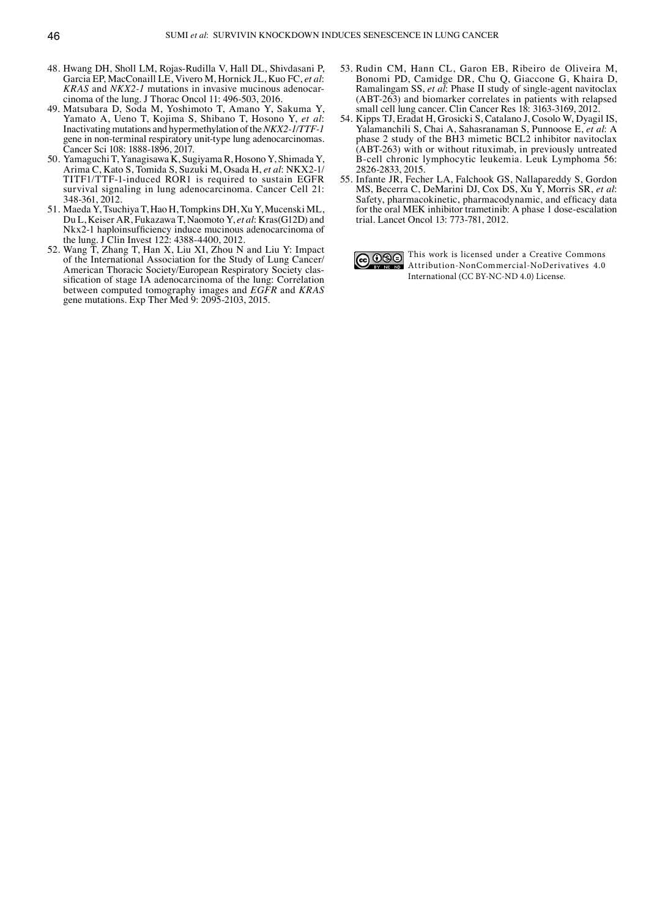48. Hwang DH, Sholl LM, Rojas-Rudilla V, Hall DL, Shivdasani P, Garcia EP, MacConaill LE, Vivero M, Hornick JL, Kuo FC, *et al*: *KRAS* and *NKX2-1* mutations in invasive mucinous adenocarcinoma of the lung. J Thorac Oncol 11: 496-503, 2016.
49. Matsubara D, Soda M, Yoshimoto T, Amano Y, Sakuma Y, Yamato A, Ueno T, Kojima S, Shibano T, Hosono Y, *et al*: Inactivating mutations and hypermethylation of the *NKX2-1/TTF-1* gene in non-terminal respiratory unit-type lung adenocarcinomas. Cancer Sci 108: 1888-1896, 2017.
50. Yamaguchi T, Yanagisawa K, Sugiyama R, Hosono Y, Shimada Y, Arima C, Kato S, Tomida S, Suzuki M, Osada H, *et al*: NKX2-1/TITF1/TTF-1-induced ROR1 is required to sustain EGFR survival signaling in lung adenocarcinoma. Cancer Cell 21: 348-361, 2012.
51. Maeda Y, Tsuchiya T, Hao H, Tompkins DH, Xu Y, Mucenski ML, Du L, Keiser AR, Fukazawa T, Naomoto Y, *et al*: Kras(G12D) and Nkx2-1 haploinsufficiency induce mucinous adenocarcinoma of the lung. J Clin Invest 122: 4388-4400, 2012.
52. Wang T, Zhang T, Han X, Liu XI, Zhou N and Liu Y: Impact of the International Association for the Study of Lung Cancer/American Thoracic Society/European Respiratory Society classification of stage IA adenocarcinoma of the lung: Correlation between computed tomography images and *EGFR* and *KRAS* gene mutations. Exp Ther Med 9: 2095-2103, 2015.
53. Rudin CM, Hann CL, Garon EB, Ribeiro de Oliveira M, Bonomi PD, Camidge DR, Chu Q, Giaccone G, Khaira D, Ramalingam SS, *et al*: Phase II study of single-agent navitoclax (ABT-263) and biomarker correlates in patients with relapsed small cell lung cancer. Clin Cancer Res 18: 3163-3169, 2012.
54. Kipps TJ, Eradat H, Grosicki S, Catalano J, Cosolo W, Dyagil IS, Yalamanchili S, Chai A, Sahasranaman S, Punnoose E, *et al*: A phase 2 study of the BH3 mimetic BCL2 inhibitor navitoclax (ABT-263) with or without rituximab, in previously untreated B-cell chronic lymphocytic leukemia. Leuk Lymphoma 56: 2826-2833, 2015.
55. Infante JR, Fecher LA, Falchook GS, Nallapareddy S, Gordon MS, Becerra C, DeMarini DJ, Cox DS, Xu Y, Morris SR, *et al*: Safety, pharmacokinetic, pharmacodynamic, and efficacy data for the oral MEK inhibitor trametinib: A phase 1 dose-escalation trial. Lancet Oncol 13: 773-781, 2012.

This work is licensed under a Creative Commons Attribution-NonCommercial-NoDerivatives 4.0 International (CC BY-NC-ND 4.0) License.